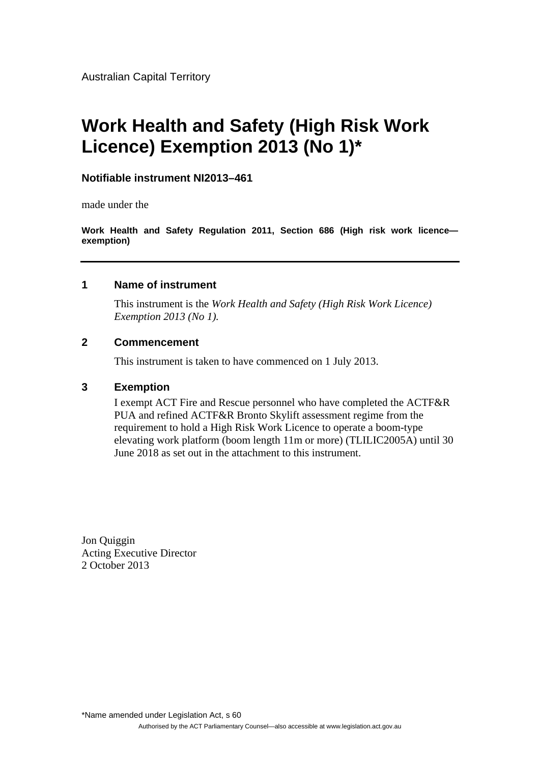Australian Capital Territory

# Work Health and Safety (High Risk Work Licence) Exemption 2013 (No 1)*

**Notifiable instrument NI2013–461**

made under the

**Work Health and Safety Regulation 2011, Section 686 (High risk work licence—exemption)**

---

## 1 Name of instrument

This instrument is the *Work Health and Safety (High Risk Work Licence) Exemption 2013 (No 1).*

## 2 Commencement

This instrument is taken to have commenced on 1 July 2013.

## 3 Exemption

I exempt ACT Fire and Rescue personnel who have completed the ACTF&R PUA and refined ACTF&R Bronto Skylift assessment regime from the requirement to hold a High Risk Work Licence to operate a boom-type elevating work platform (boom length 11m or more) (TLILIC2005A) until 30 June 2018 as set out in the attachment to this instrument.

Jon Quiggin
Acting Executive Director
2 October 2013

*Name amended under Legislation Act, s 60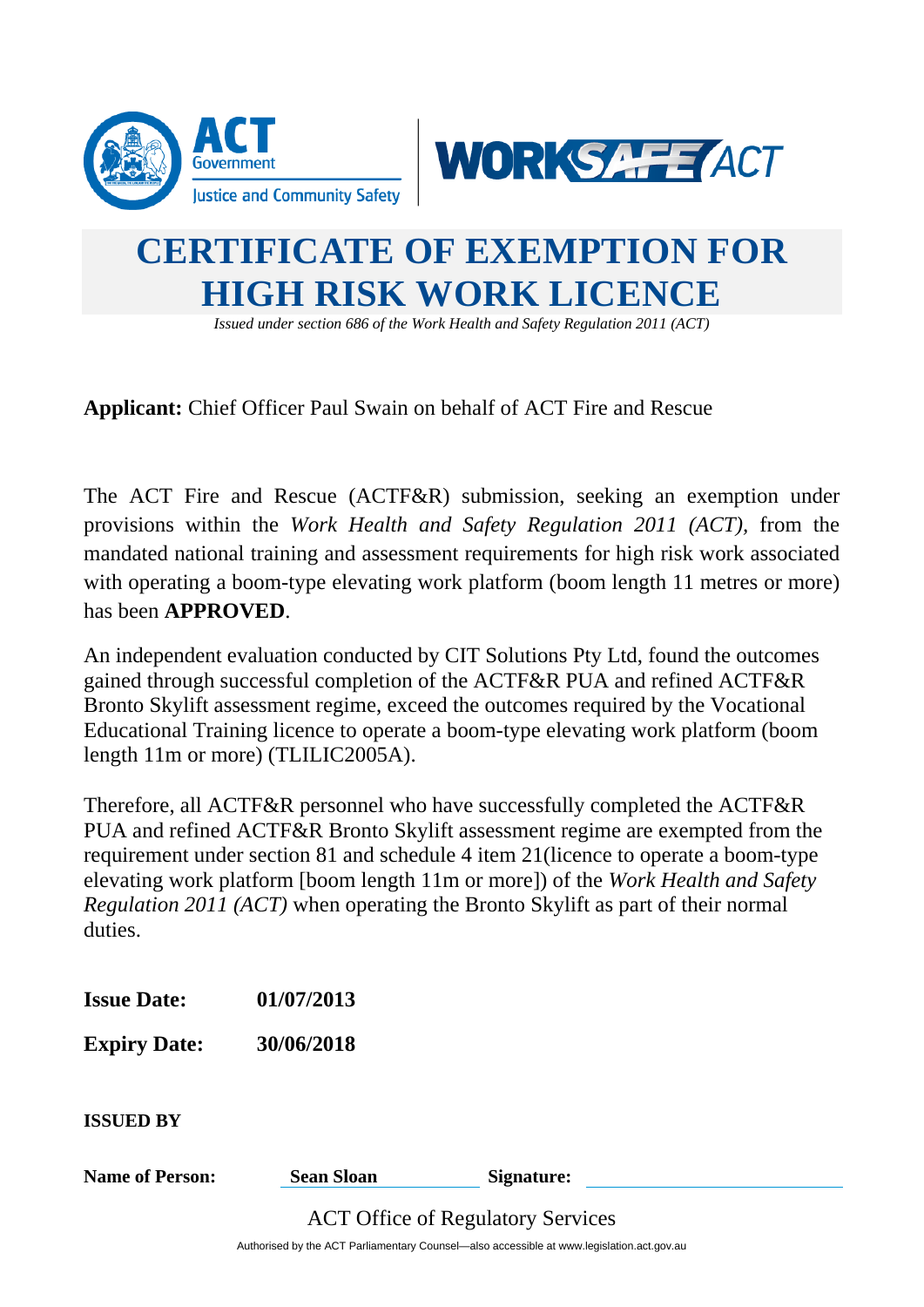ACT Government
Justice and Community Safety

WORKSAFE ACT

# CERTIFICATE OF EXEMPTION FOR HIGH RISK WORK LICENCE

*Issued under section 686 of the Work Health and Safety Regulation 2011 (ACT)*

**Applicant:** Chief Officer Paul Swain on behalf of ACT Fire and Rescue

The ACT Fire and Rescue (ACTF&R) submission, seeking an exemption under provisions within the *Work Health and Safety Regulation 2011 (ACT)*, from the mandated national training and assessment requirements for high risk work associated with operating a boom-type elevating work platform (boom length 11 metres or more) has been **APPROVED**.

An independent evaluation conducted by CIT Solutions Pty Ltd, found the outcomes gained through successful completion of the ACTF&R PUA and refined ACTF&R Bronto Skylift assessment regime, exceed the outcomes required by the Vocational Educational Training licence to operate a boom-type elevating work platform (boom length 11m or more) (TLILIC2005A).

Therefore, all ACTF&R personnel who have successfully completed the ACTF&R PUA and refined ACTF&R Bronto Skylift assessment regime are exempted from the requirement under section 81 and schedule 4 item 21(licence to operate a boom-type elevating work platform [boom length 11m or more]) of the *Work Health and Safety Regulation 2011 (ACT)* when operating the Bronto Skylift as part of their normal duties.

**Issue Date:** **01/07/2013**

**Expiry Date:** **30/06/2018**

**ISSUED BY**

**Name of Person:** **Sean Sloan** **Signature:**

ACT Office of Regulatory Services